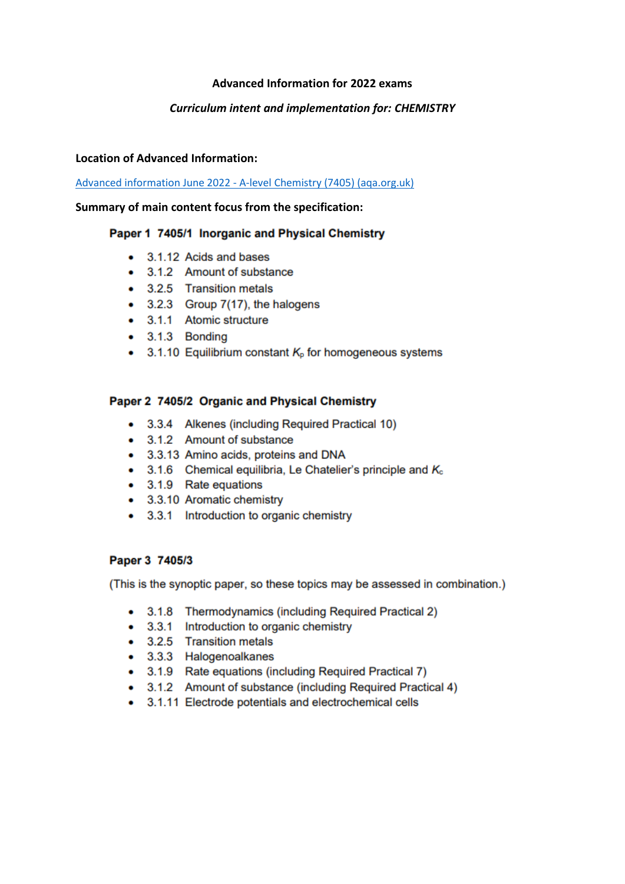**Advanced Information for 2022 exams**

***Curriculum intent and implementation for: CHEMISTRY***

**Location of Advanced Information:**

[Advanced information June 2022 - A-level Chemistry (7405) (aqa.org.uk)](aqa.org.uk)

**Summary of main content focus from the specification:**

### Paper 1 7405/1 Inorganic and Physical Chemistry

- 3.1.12 Acids and bases
- 3.1.2 Amount of substance
- 3.2.5 Transition metals
- 3.2.3 Group 7(17), the halogens
- 3.1.1 Atomic structure
- 3.1.3 Bonding
- 3.1.10 Equilibrium constant $K_p$ for homogeneous systems

### Paper 2 7405/2 Organic and Physical Chemistry

- 3.3.4 Alkenes (including Required Practical 10)
- 3.1.2 Amount of substance
- 3.3.13 Amino acids, proteins and DNA
- 3.1.6 Chemical equilibria, Le Chatelier's principle and $K_c$
- 3.1.9 Rate equations
- 3.3.10 Aromatic chemistry
- 3.3.1 Introduction to organic chemistry

### Paper 3 7405/3

(This is the synoptic paper, so these topics may be assessed in combination.)

- 3.1.8 Thermodynamics (including Required Practical 2)
- 3.3.1 Introduction to organic chemistry
- 3.2.5 Transition metals
- 3.3.3 Halogenoalkanes
- 3.1.9 Rate equations (including Required Practical 7)
- 3.1.2 Amount of substance (including Required Practical 4)
- 3.1.11 Electrode potentials and electrochemical cells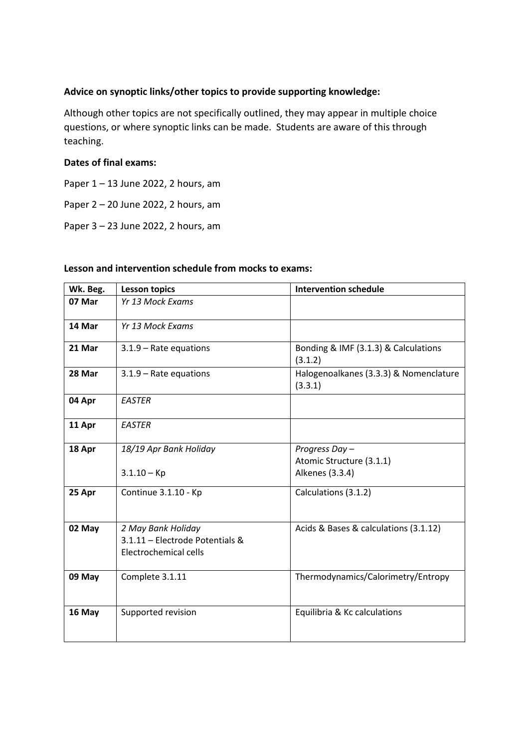**Advice on synoptic links/other topics to provide supporting knowledge:**

Although other topics are not specifically outlined, they may appear in multiple choice questions, or where synoptic links can be made. Students are aware of this through teaching.

**Dates of final exams:**

Paper 1 – 13 June 2022, 2 hours, am

Paper 2 – 20 June 2022, 2 hours, am

Paper 3 – 23 June 2022, 2 hours, am

**Lesson and intervention schedule from mocks to exams:**

| Wk. Beg. | Lesson topics | Intervention schedule |
|---|---|---|
| **07 Mar** | *Yr 13 Mock Exams* | |
| **14 Mar** | *Yr 13 Mock Exams* | |
| **21 Mar** | 3.1.9 – Rate equations | Bonding & IMF (3.1.3) & Calculations (3.1.2) |
| **28 Mar** | 3.1.9 – Rate equations | Halogenoalkanes (3.3.3) & Nomenclature (3.3.1) |
| **04 Apr** | *EASTER* | |
| **11 Apr** | *EASTER* | |
| **18 Apr** | *18/19 Apr Bank Holiday*<br><br>3.1.10 – Kp | *Progress Day –*<br>Atomic Structure (3.1.1)<br>Alkenes (3.3.4) |
| **25 Apr** | Continue 3.1.10 - Kp | Calculations (3.1.2) |
| **02 May** | *2 May Bank Holiday*<br>3.1.11 – Electrode Potentials & Electrochemical cells | Acids & Bases & calculations (3.1.12) |
| **09 May** | Complete 3.1.11 | Thermodynamics/Calorimetry/Entropy |
| **16 May** | Supported revision | Equilibria & Kc calculations |